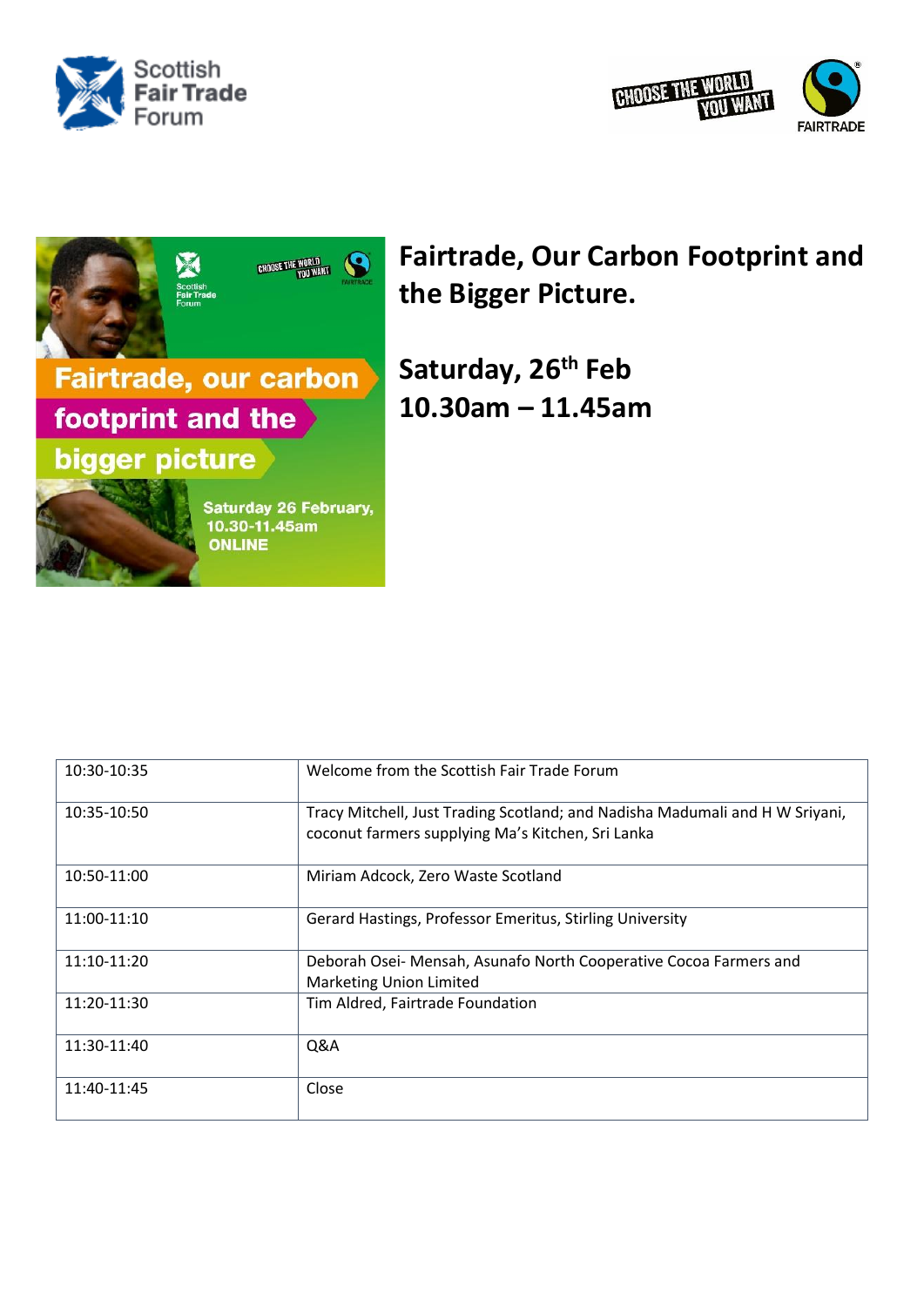# Fairtrade, Our Carbon Footprint and the Bigger Picture.

## Saturday, 26th Feb
## 10.30am – 11.45am

| | |
|---|---|
| 10:30-10:35 | Welcome from the Scottish Fair Trade Forum |
| 10:35-10:50 | Tracy Mitchell, Just Trading Scotland; and Nadisha Madumali and H W Sriyani, coconut farmers supplying Ma's Kitchen, Sri Lanka |
| 10:50-11:00 | Miriam Adcock, Zero Waste Scotland |
| 11:00-11:10 | Gerard Hastings, Professor Emeritus, Stirling University |
| 11:10-11:20 | Deborah Osei- Mensah, Asunafo North Cooperative Cocoa Farmers and Marketing Union Limited |
| 11:20-11:30 | Tim Aldred, Fairtrade Foundation |
| 11:30-11:40 | Q&A |
| 11:40-11:45 | Close |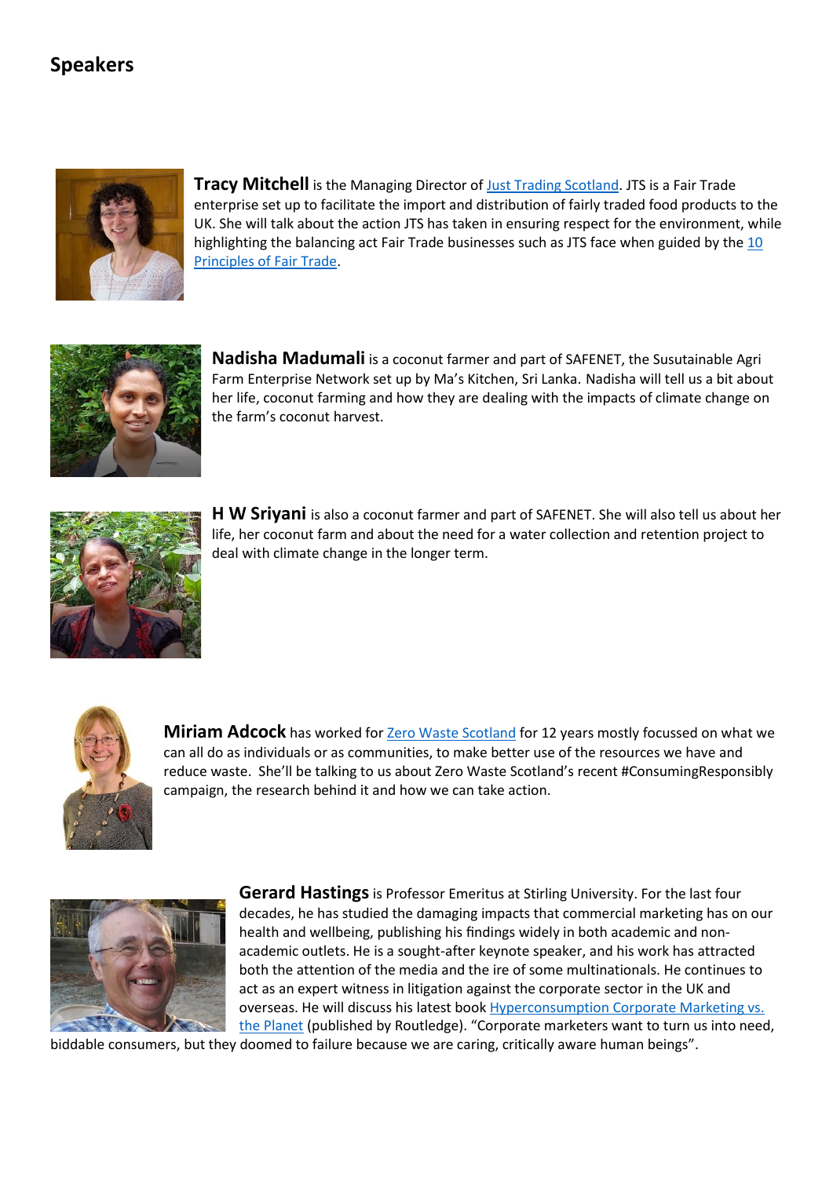## Speakers

**Tracy Mitchell** is the Managing Director of Just Trading Scotland. JTS is a Fair Trade enterprise set up to facilitate the import and distribution of fairly traded food products to the UK. She will talk about the action JTS has taken in ensuring respect for the environment, while highlighting the balancing act Fair Trade businesses such as JTS face when guided by the 10 Principles of Fair Trade.

**Nadisha Madumali** is a coconut farmer and part of SAFENET, the Susutainable Agri Farm Enterprise Network set up by Ma's Kitchen, Sri Lanka. Nadisha will tell us a bit about her life, coconut farming and how they are dealing with the impacts of climate change on the farm's coconut harvest.

**H W Sriyani** is also a coconut farmer and part of SAFENET. She will also tell us about her life, her coconut farm and about the need for a water collection and retention project to deal with climate change in the longer term.

**Miriam Adcock** has worked for Zero Waste Scotland for 12 years mostly focussed on what we can all do as individuals or as communities, to make better use of the resources we have and reduce waste. She'll be talking to us about Zero Waste Scotland's recent #ConsumingResponsibly campaign, the research behind it and how we can take action.

**Gerard Hastings** is Professor Emeritus at Stirling University. For the last four decades, he has studied the damaging impacts that commercial marketing has on our health and wellbeing, publishing his findings widely in both academic and non-academic outlets. He is a sought-after keynote speaker, and his work has attracted both the attention of the media and the ire of some multinationals. He continues to act as an expert witness in litigation against the corporate sector in the UK and overseas. He will discuss his latest book Hyperconsumption Corporate Marketing vs. the Planet (published by Routledge). "Corporate marketers want to turn us into need, biddable consumers, but they doomed to failure because we are caring, critically aware human beings".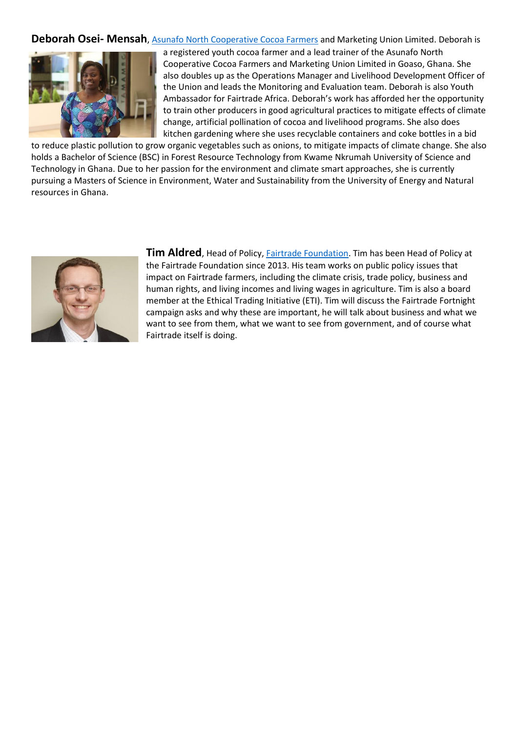**Deborah Osei- Mensah**, Asunafo North Cooperative Cocoa Farmers and Marketing Union Limited. Deborah is a registered youth cocoa farmer and a lead trainer of the Asunafo North Cooperative Cocoa Farmers and Marketing Union Limited in Goaso, Ghana. She also doubles up as the Operations Manager and Livelihood Development Officer of the Union and leads the Monitoring and Evaluation team. Deborah is also Youth Ambassador for Fairtrade Africa. Deborah's work has afforded her the opportunity to train other producers in good agricultural practices to mitigate effects of climate change, artificial pollination of cocoa and livelihood programs. She also does kitchen gardening where she uses recyclable containers and coke bottles in a bid to reduce plastic pollution to grow organic vegetables such as onions, to mitigate impacts of climate change. She also holds a Bachelor of Science (BSC) in Forest Resource Technology from Kwame Nkrumah University of Science and Technology in Ghana. Due to her passion for the environment and climate smart approaches, she is currently pursuing a Masters of Science in Environment, Water and Sustainability from the University of Energy and Natural resources in Ghana.

**Tim Aldred**, Head of Policy, Fairtrade Foundation. Tim has been Head of Policy at the Fairtrade Foundation since 2013. His team works on public policy issues that impact on Fairtrade farmers, including the climate crisis, trade policy, business and human rights, and living incomes and living wages in agriculture. Tim is also a board member at the Ethical Trading Initiative (ETI). Tim will discuss the Fairtrade Fortnight campaign asks and why these are important, he will talk about business and what we want to see from them, what we want to see from government, and of course what Fairtrade itself is doing.